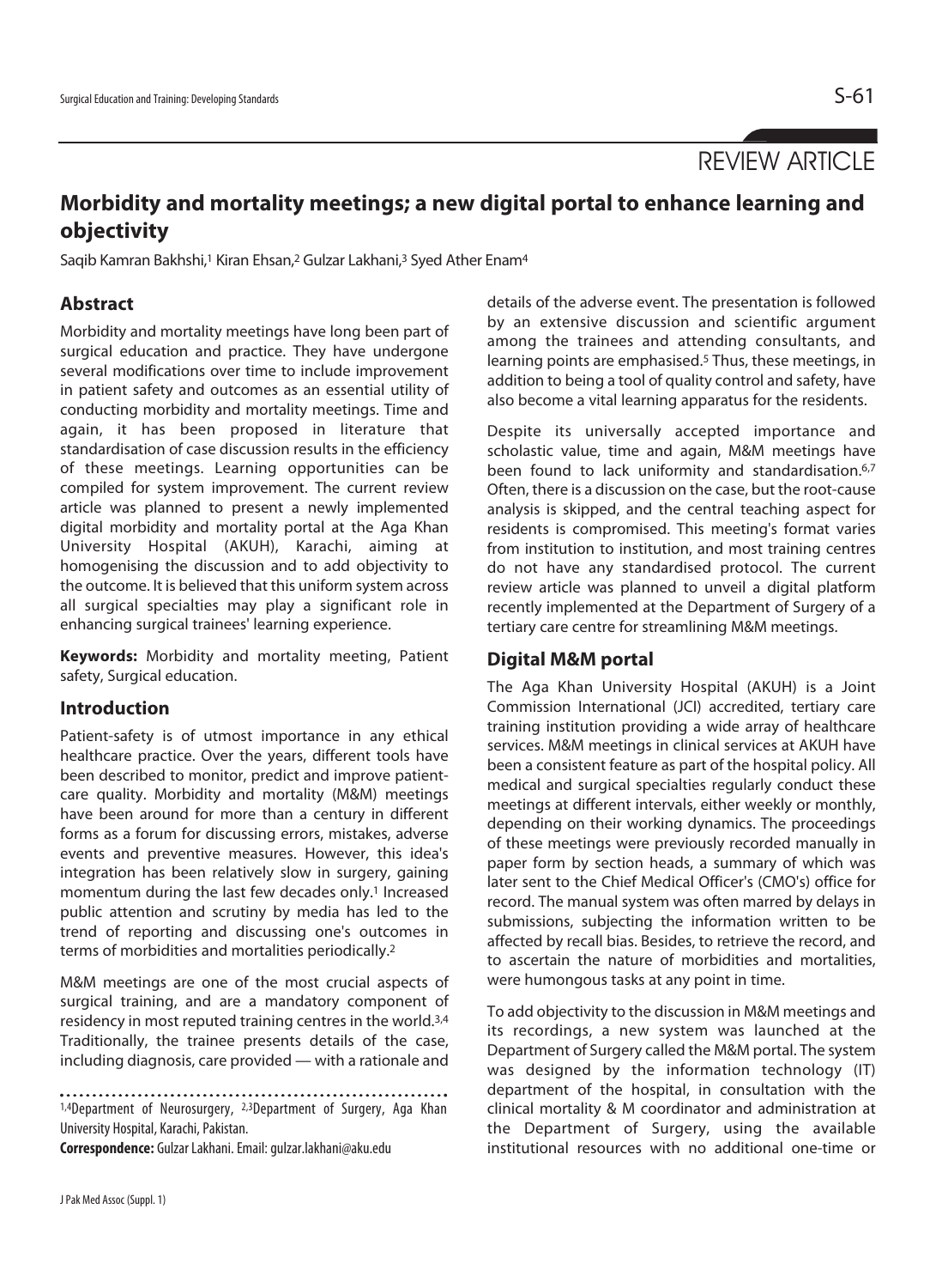REVIEW ARTICLE

# Morbidity and mortality meetings; a new digital portal to enhance learning and objectivity

Saqib Kamran Bakhshi,[1] Kiran Ehsan,[2] Gulzar Lakhani,[3] Syed Ather Enam[4]

## Abstract

Morbidity and mortality meetings have long been part of surgical education and practice. They have undergone several modifications over time to include improvement in patient safety and outcomes as an essential utility of conducting morbidity and mortality meetings. Time and again, it has been proposed in literature that standardisation of case discussion results in the efficiency of these meetings. Learning opportunities can be compiled for system improvement. The current review article was planned to present a newly implemented digital morbidity and mortality portal at the Aga Khan University Hospital (AKUH), Karachi, aiming at homogenising the discussion and to add objectivity to the outcome. It is believed that this uniform system across all surgical specialties may play a significant role in enhancing surgical trainees' learning experience.

**Keywords:** Morbidity and mortality meeting, Patient safety, Surgical education.

## Introduction

Patient-safety is of utmost importance in any ethical healthcare practice. Over the years, different tools have been described to monitor, predict and improve patient-care quality. Morbidity and mortality (M&M) meetings have been around for more than a century in different forms as a forum for discussing errors, mistakes, adverse events and preventive measures. However, this idea's integration has been relatively slow in surgery, gaining momentum during the last few decades only.[1] Increased public attention and scrutiny by media has led to the trend of reporting and discussing one's outcomes in terms of morbidities and mortalities periodically.[2]

M&M meetings are one of the most crucial aspects of surgical training, and are a mandatory component of residency in most reputed training centres in the world.[3,4] Traditionally, the trainee presents details of the case, including diagnosis, care provided — with a rationale and details of the adverse event. The presentation is followed by an extensive discussion and scientific argument among the trainees and attending consultants, and learning points are emphasised.[5] Thus, these meetings, in addition to being a tool of quality control and safety, have also become a vital learning apparatus for the residents.

Despite its universally accepted importance and scholastic value, time and again, M&M meetings have been found to lack uniformity and standardisation.[6,7] Often, there is a discussion on the case, but the root-cause analysis is skipped, and the central teaching aspect for residents is compromised. This meeting's format varies from institution to institution, and most training centres do not have any standardised protocol. The current review article was planned to unveil a digital platform recently implemented at the Department of Surgery of a tertiary care centre for streamlining M&M meetings.

## Digital M&M portal

The Aga Khan University Hospital (AKUH) is a Joint Commission International (JCI) accredited, tertiary care training institution providing a wide array of healthcare services. M&M meetings in clinical services at AKUH have been a consistent feature as part of the hospital policy. All medical and surgical specialties regularly conduct these meetings at different intervals, either weekly or monthly, depending on their working dynamics. The proceedings of these meetings were previously recorded manually in paper form by section heads, a summary of which was later sent to the Chief Medical Officer's (CMO's) office for record. The manual system was often marred by delays in submissions, subjecting the information written to be affected by recall bias. Besides, to retrieve the record, and to ascertain the nature of morbidities and mortalities, were humongous tasks at any point in time.

To add objectivity to the discussion in M&M meetings and its recordings, a new system was launched at the Department of Surgery called the M&M portal. The system was designed by the information technology (IT) department of the hospital, in consultation with the clinical mortality & M coordinator and administration at the Department of Surgery, using the available institutional resources with no additional one-time or

[1,4]Department of Neurosurgery, [2,3]Department of Surgery, Aga Khan University Hospital, Karachi, Pakistan.

**Correspondence:** Gulzar Lakhani. Email: gulzar.lakhani@aku.edu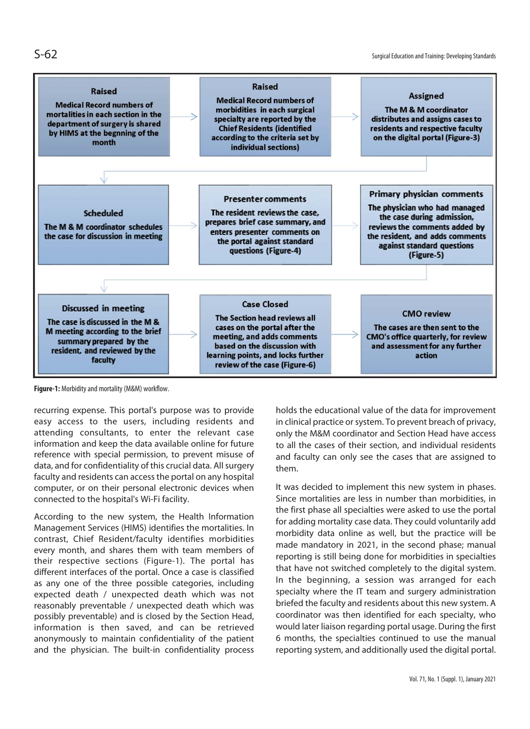**Raised**

Medical Record numbers of mortalities in each section in the department of surgery is shared by HIMS at the begnning of the month

→

**Raised**

Medical Record numbers of morbidities in each surgical specialty are reported by the Chief Residents (identified according to the criteria set by individual sections)

→

**Assigned**

The M & M coordinator distributes and assigns cases to residents and respective faculty on the digital portal (Figure-3)

↓

**Scheduled**

The M & M coordinator schedules the case for discussion in meeting

→

**Presenter comments**

The resident reviews the case, prepares brief case summary, and enters presenter comments on the portal against standard questions (Figure-4)

→

**Primary physician comments**

The physician who had managed the case during admission, reviews the comments added by the resident, and adds comments against standard questions (Figure-5)

↓

**Discussed in meeting**

The case is discussed in the M & M meeting according to the brief summary prepared by the resident, and reviewed by the faculty

→

**Case Closed**

The Section head reviews all cases on the portal after the meeting, and adds comments based on the discussion with learning points, and locks further review of the case (Figure-6)

→

**CMO review**

The cases are then sent to the CMO's office quarterly, for review and assessment for any further action

**Figure-1:** Morbidity and mortality (M&M) workflow.

recurring expense. This portal's purpose was to provide easy access to the users, including residents and attending consultants, to enter the relevant case information and keep the data available online for future reference with special permission, to prevent misuse of data, and for confidentiality of this crucial data. All surgery faculty and residents can access the portal on any hospital computer, or on their personal electronic devices when connected to the hospital's Wi-Fi facility.

According to the new system, the Health Information Management Services (HIMS) identifies the mortalities. In contrast, Chief Resident/faculty identifies morbidities every month, and shares them with team members of their respective sections (Figure-1). The portal has different interfaces of the portal. Once a case is classified as any one of the three possible categories, including expected death / unexpected death which was not reasonably preventable / unexpected death which was possibly preventable) and is closed by the Section Head, information is then saved, and can be retrieved anonymously to maintain confidentiality of the patient and the physician. The built-in confidentiality process holds the educational value of the data for improvement in clinical practice or system. To prevent breach of privacy, only the M&M coordinator and Section Head have access to all the cases of their section, and individual residents and faculty can only see the cases that are assigned to them.

It was decided to implement this new system in phases. Since mortalities are less in number than morbidities, in the first phase all specialties were asked to use the portal for adding mortality case data. They could voluntarily add morbidity data online as well, but the practice will be made mandatory in 2021, in the second phase; manual reporting is still being done for morbidities in specialties that have not switched completely to the digital system. In the beginning, a session was arranged for each specialty where the IT team and surgery administration briefed the faculty and residents about this new system. A coordinator was then identified for each specialty, who would later liaison regarding portal usage. During the first 6 months, the specialties continued to use the manual reporting system, and additionally used the digital portal.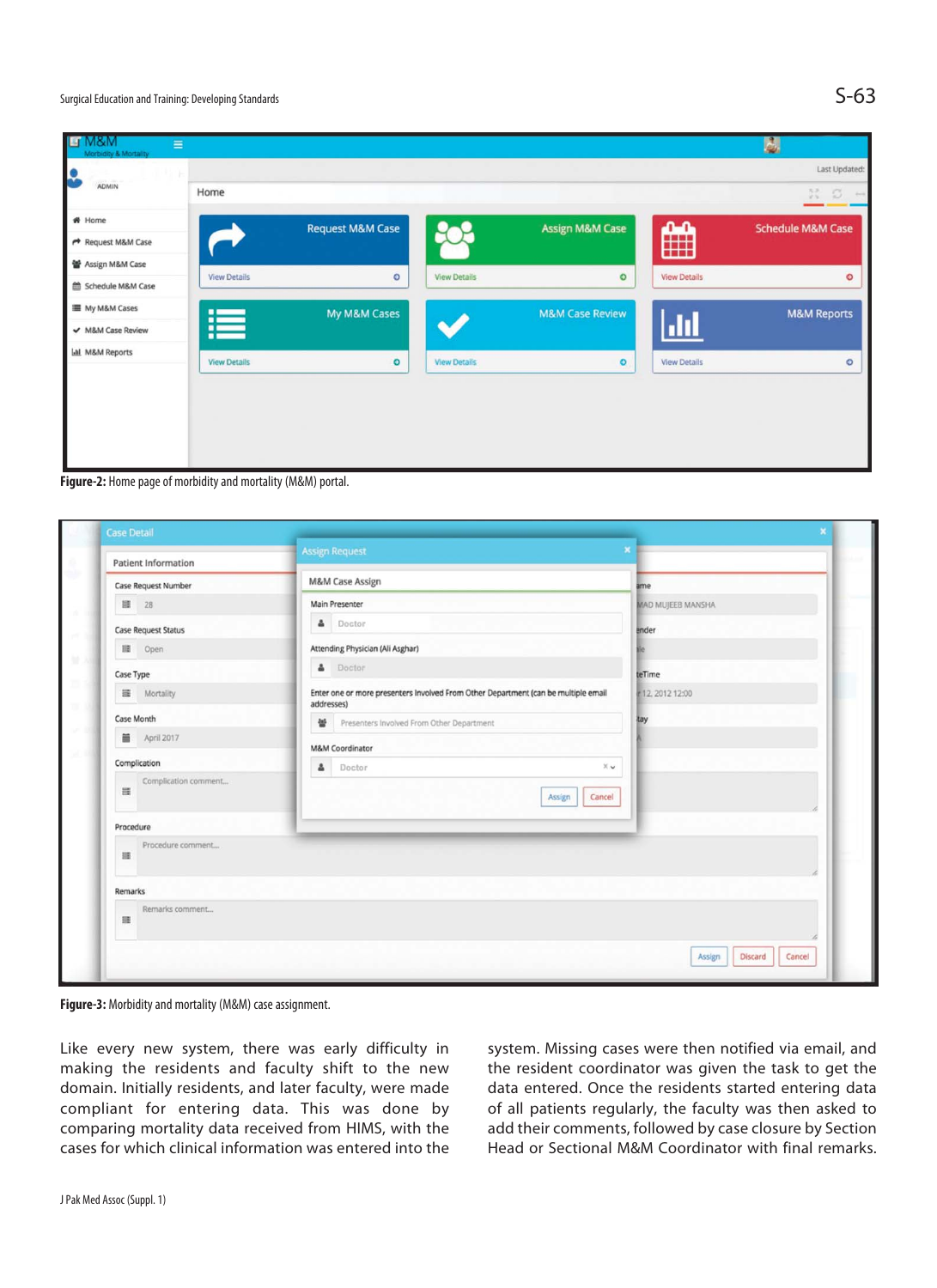**Figure-2:** Home page of morbidity and mortality (M&M) portal.

**Figure-3:** Morbidity and mortality (M&M) case assignment.

Like every new system, there was early difficulty in making the residents and faculty shift to the new domain. Initially residents, and later faculty, were made compliant for entering data. This was done by comparing mortality data received from HIMS, with the cases for which clinical information was entered into the system. Missing cases were then notified via email, and the resident coordinator was given the task to get the data entered. Once the residents started entering data of all patients regularly, the faculty was then asked to add their comments, followed by case closure by Section Head or Sectional M&M Coordinator with final remarks.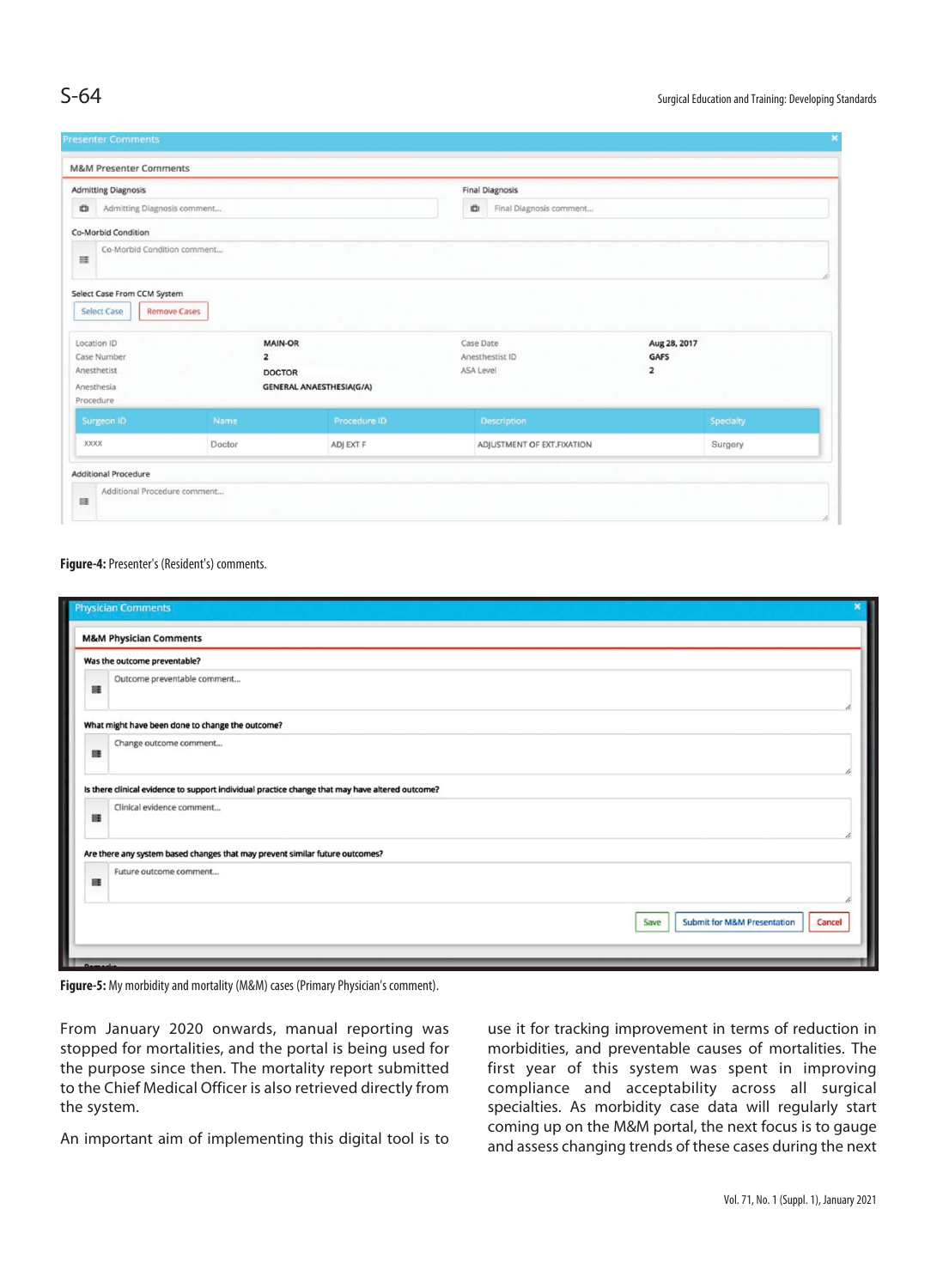**Figure-4:** Presenter's (Resident's) comments.

**Figure-5:** My morbidity and mortality (M&M) cases (Primary Physician's comment).

From January 2020 onwards, manual reporting was stopped for mortalities, and the portal is being used for the purpose since then. The mortality report submitted to the Chief Medical Officer is also retrieved directly from the system.

An important aim of implementing this digital tool is to use it for tracking improvement in terms of reduction in morbidities, and preventable causes of mortalities. The first year of this system was spent in improving compliance and acceptability across all surgical specialties. As morbidity case data will regularly start coming up on the M&M portal, the next focus is to gauge and assess changing trends of these cases during the next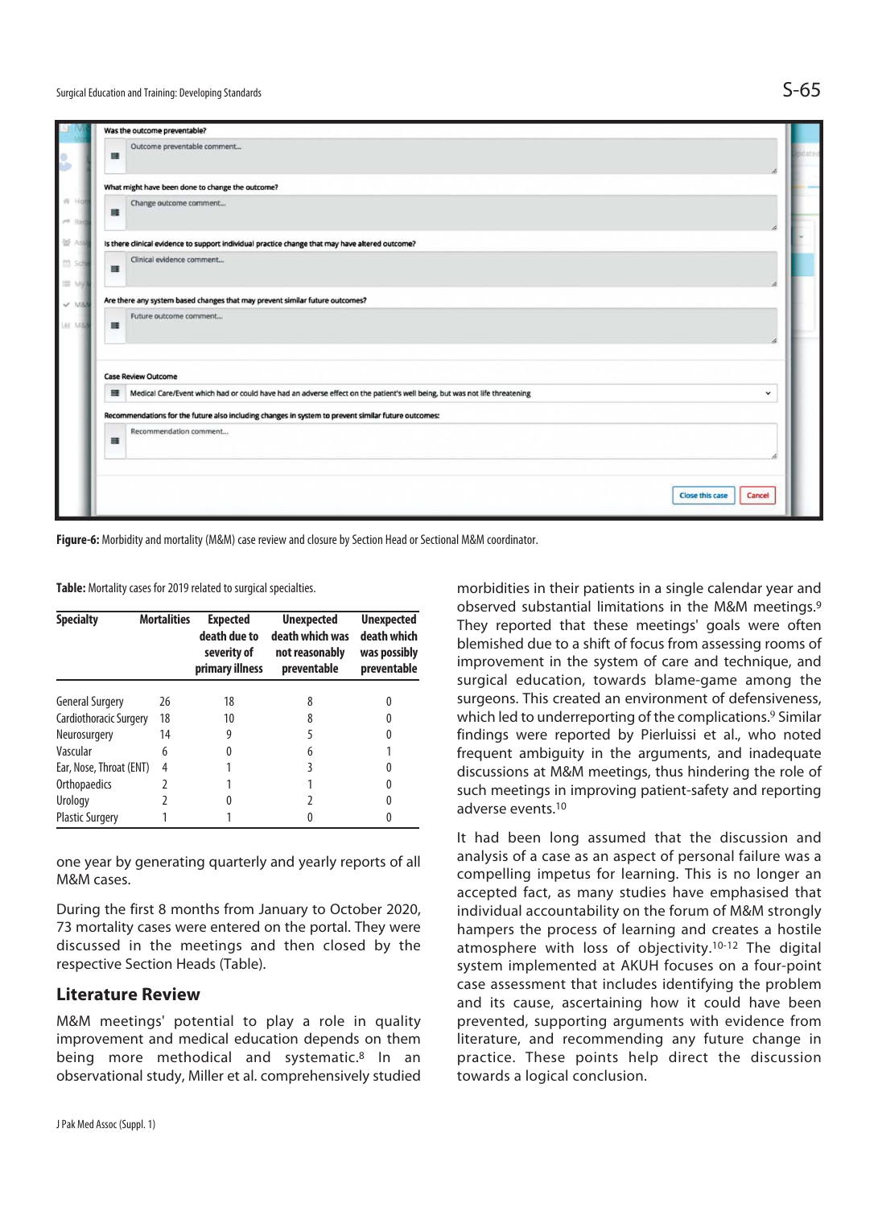Figure-6: Morbidity and mortality (M&M) case review and closure by Section Head or Sectional M&M coordinator.

**Table:** Mortality cases for 2019 related to surgical specialties.

| Specialty | Mortalities | Expected death due to severity of primary illness | Unexpected death which was not reasonably preventable | Unexpected death which was possibly preventable |
|---|---|---|---|---|
| General Surgery | 26 | 18 | 8 | 0 |
| Cardiothoracic Surgery | 18 | 10 | 8 | 0 |
| Neurosurgery | 14 | 9 | 5 | 0 |
| Vascular | 6 | 0 | 6 | 1 |
| Ear, Nose, Throat (ENT) | 4 | 1 | 3 | 0 |
| Orthopaedics | 2 | 1 | 1 | 0 |
| Urology | 2 | 0 | 2 | 0 |
| Plastic Surgery | 1 | 1 | 0 | 0 |

one year by generating quarterly and yearly reports of all M&M cases.

During the first 8 months from January to October 2020, 73 mortality cases were entered on the portal. They were discussed in the meetings and then closed by the respective Section Heads (Table).

## Literature Review

M&M meetings' potential to play a role in quality improvement and medical education depends on them being more methodical and systematic.[8] In an observational study, Miller et al. comprehensively studied morbidities in their patients in a single calendar year and observed substantial limitations in the M&M meetings.[9] They reported that these meetings' goals were often blemished due to a shift of focus from assessing rooms of improvement in the system of care and technique, and surgical education, towards blame-game among the surgeons. This created an environment of defensiveness, which led to underreporting of the complications.[9] Similar findings were reported by Pierluissi et al., who noted frequent ambiguity in the arguments, and inadequate discussions at M&M meetings, thus hindering the role of such meetings in improving patient-safety and reporting adverse events.[10]

It had been long assumed that the discussion and analysis of a case as an aspect of personal failure was a compelling impetus for learning. This is no longer an accepted fact, as many studies have emphasised that individual accountability on the forum of M&M strongly hampers the process of learning and creates a hostile atmosphere with loss of objectivity.[10-12] The digital system implemented at AKUH focuses on a four-point case assessment that includes identifying the problem and its cause, ascertaining how it could have been prevented, supporting arguments with evidence from literature, and recommending any future change in practice. These points help direct the discussion towards a logical conclusion.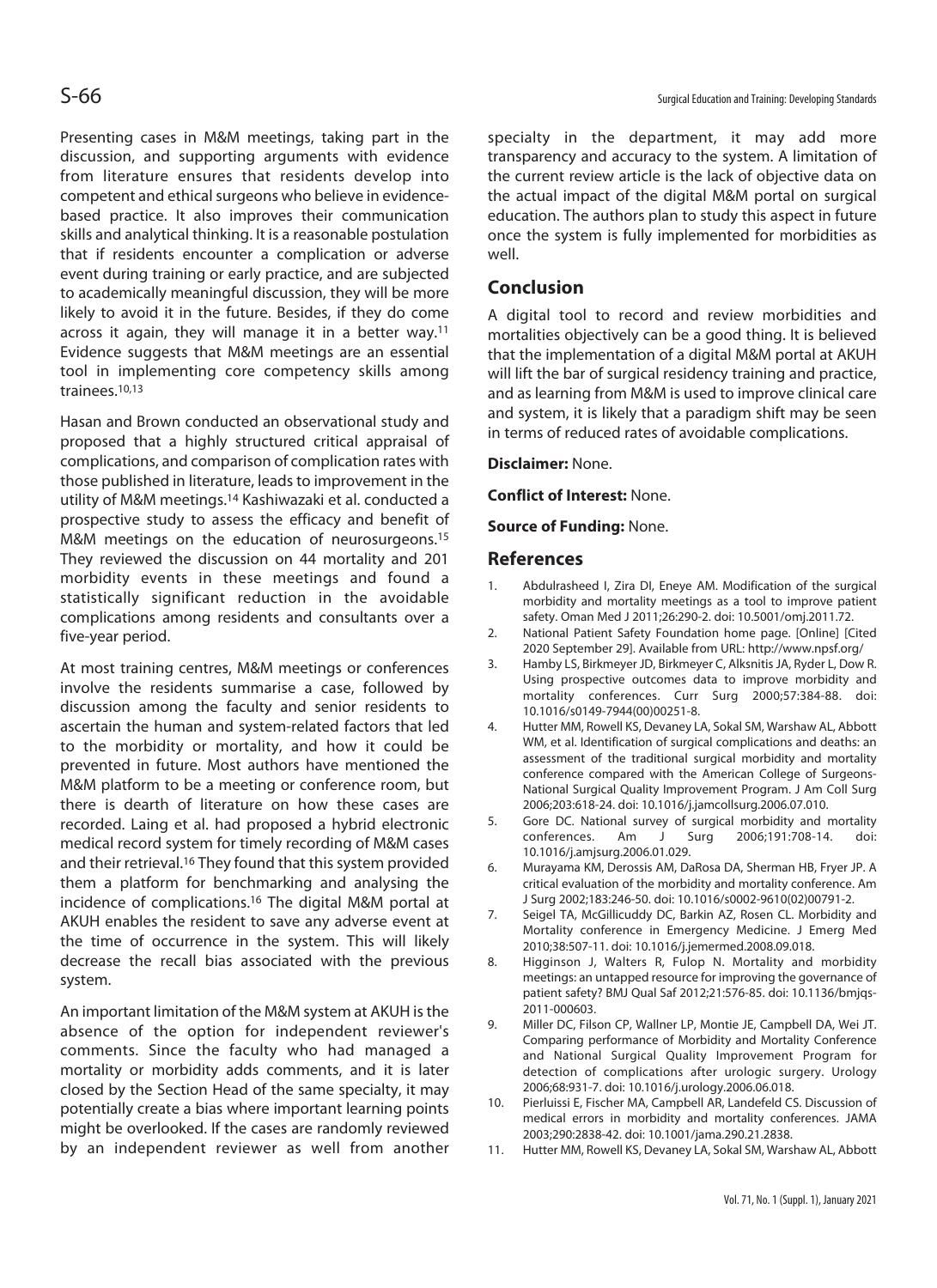Presenting cases in M&M meetings, taking part in the discussion, and supporting arguments with evidence from literature ensures that residents develop into competent and ethical surgeons who believe in evidence-based practice. It also improves their communication skills and analytical thinking. It is a reasonable postulation that if residents encounter a complication or adverse event during training or early practice, and are subjected to academically meaningful discussion, they will be more likely to avoid it in the future. Besides, if they do come across it again, they will manage it in a better way.[11] Evidence suggests that M&M meetings are an essential tool in implementing core competency skills among trainees.[10,13]

Hasan and Brown conducted an observational study and proposed that a highly structured critical appraisal of complications, and comparison of complication rates with those published in literature, leads to improvement in the utility of M&M meetings.[14] Kashiwazaki et al. conducted a prospective study to assess the efficacy and benefit of M&M meetings on the education of neurosurgeons.[15] They reviewed the discussion on 44 mortality and 201 morbidity events in these meetings and found a statistically significant reduction in the avoidable complications among residents and consultants over a five-year period.

At most training centres, M&M meetings or conferences involve the residents summarise a case, followed by discussion among the faculty and senior residents to ascertain the human and system-related factors that led to the morbidity or mortality, and how it could be prevented in future. Most authors have mentioned the M&M platform to be a meeting or conference room, but there is dearth of literature on how these cases are recorded. Laing et al. had proposed a hybrid electronic medical record system for timely recording of M&M cases and their retrieval.[16] They found that this system provided them a platform for benchmarking and analysing the incidence of complications.[16] The digital M&M portal at AKUH enables the resident to save any adverse event at the time of occurrence in the system. This will likely decrease the recall bias associated with the previous system.

An important limitation of the M&M system at AKUH is the absence of the option for independent reviewer's comments. Since the faculty who had managed a mortality or morbidity adds comments, and it is later closed by the Section Head of the same specialty, it may potentially create a bias where important learning points might be overlooked. If the cases are randomly reviewed by an independent reviewer as well from another specialty in the department, it may add more transparency and accuracy to the system. A limitation of the current review article is the lack of objective data on the actual impact of the digital M&M portal on surgical education. The authors plan to study this aspect in future once the system is fully implemented for morbidities as well.

## Conclusion

A digital tool to record and review morbidities and mortalities objectively can be a good thing. It is believed that the implementation of a digital M&M portal at AKUH will lift the bar of surgical residency training and practice, and as learning from M&M is used to improve clinical care and system, it is likely that a paradigm shift may be seen in terms of reduced rates of avoidable complications.

**Disclaimer:** None.

**Conflict of Interest:** None.

**Source of Funding:** None.

## References

1. Abdulrasheed I, Zira DI, Eneye AM. Modification of the surgical morbidity and mortality meetings as a tool to improve patient safety. Oman Med J 2011;26:290-2. doi: 10.5001/omj.2011.72.
2. National Patient Safety Foundation home page. [Online] [Cited 2020 September 29]. Available from URL: http://www.npsf.org/
3. Hamby LS, Birkmeyer JD, Birkmeyer C, Alksnitis JA, Ryder L, Dow R. Using prospective outcomes data to improve morbidity and mortality conferences. Curr Surg 2000;57:384-88. doi: 10.1016/s0149-7944(00)00251-8.
4. Hutter MM, Rowell KS, Devaney LA, Sokal SM, Warshaw AL, Abbott WM, et al. Identification of surgical complications and deaths: an assessment of the traditional surgical morbidity and mortality conference compared with the American College of Surgeons-National Surgical Quality Improvement Program. J Am Coll Surg 2006;203:618-24. doi: 10.1016/j.jamcollsurg.2006.07.010.
5. Gore DC. National survey of surgical morbidity and mortality conferences. Am J Surg 2006;191:708-14. doi: 10.1016/j.amjsurg.2006.01.029.
6. Murayama KM, Derossis AM, DaRosa DA, Sherman HB, Fryer JP. A critical evaluation of the morbidity and mortality conference. Am J Surg 2002;183:246-50. doi: 10.1016/s0002-9610(02)00791-2.
7. Seigel TA, McGillicuddy DC, Barkin AZ, Rosen CL. Morbidity and Mortality conference in Emergency Medicine. J Emerg Med 2010;38:507-11. doi: 10.1016/j.jemermed.2008.09.018.
8. Higginson J, Walters R, Fulop N. Mortality and morbidity meetings: an untapped resource for improving the governance of patient safety? BMJ Qual Saf 2012;21:576-85. doi: 10.1136/bmjqs-2011-000603.
9. Miller DC, Filson CP, Wallner LP, Montie JE, Campbell DA, Wei JT. Comparing performance of Morbidity and Mortality Conference and National Surgical Quality Improvement Program for detection of complications after urologic surgery. Urology 2006;68:931-7. doi: 10.1016/j.urology.2006.06.018.
10. Pierluissi E, Fischer MA, Campbell AR, Landefeld CS. Discussion of medical errors in morbidity and mortality conferences. JAMA 2003;290:2838-42. doi: 10.1001/jama.290.21.2838.
11. Hutter MM, Rowell KS, Devaney LA, Sokal SM, Warshaw AL, Abbott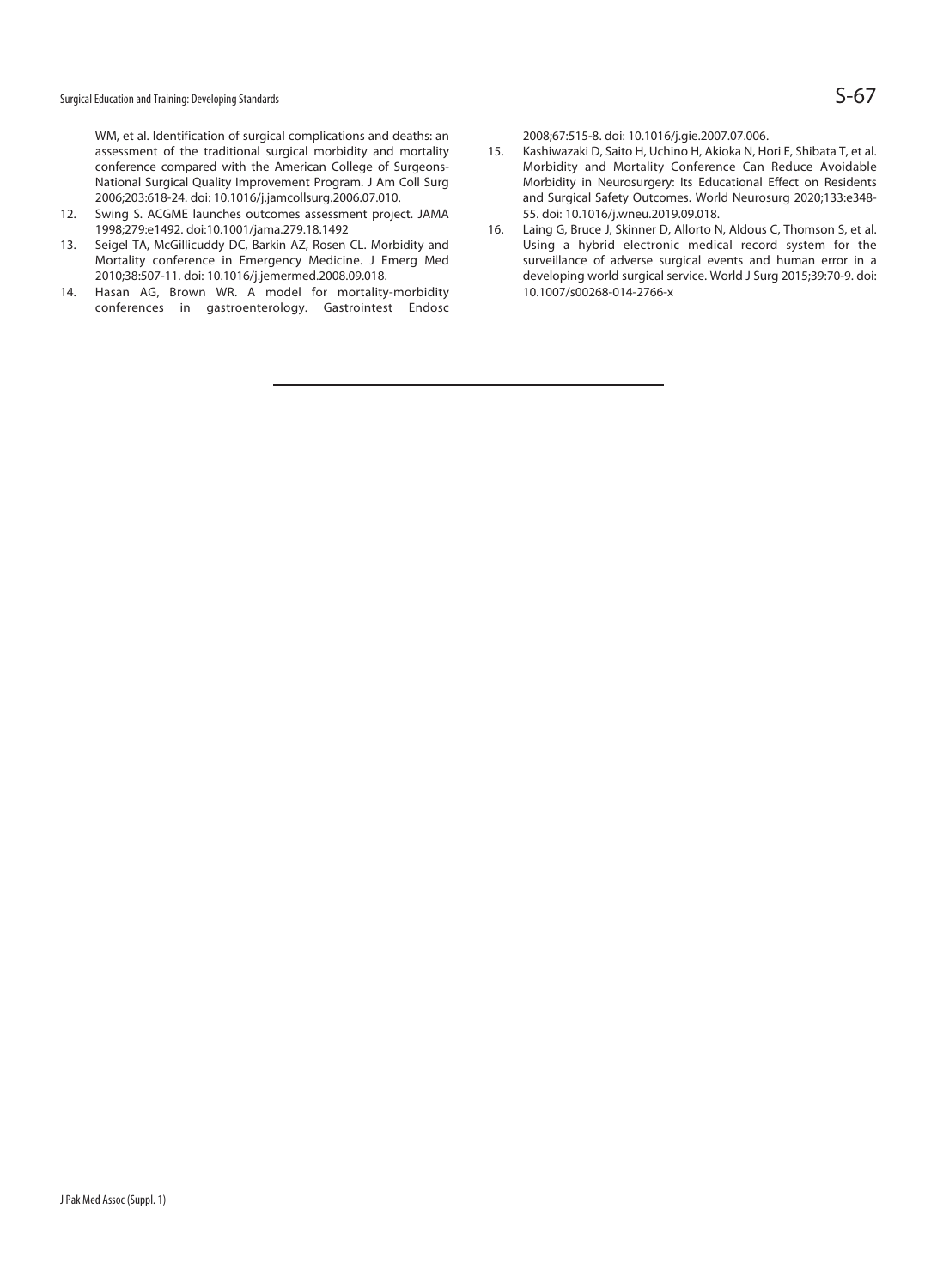WM, et al. Identification of surgical complications and deaths: an assessment of the traditional surgical morbidity and mortality conference compared with the American College of Surgeons-National Surgical Quality Improvement Program. J Am Coll Surg 2006;203:618-24. doi: 10.1016/j.jamcollsurg.2006.07.010.

12. Swing S. ACGME launches outcomes assessment project. JAMA 1998;279:e1492. doi:10.1001/jama.279.18.1492
13. Seigel TA, McGillicuddy DC, Barkin AZ, Rosen CL. Morbidity and Mortality conference in Emergency Medicine. J Emerg Med 2010;38:507-11. doi: 10.1016/j.jemermed.2008.09.018.
14. Hasan AG, Brown WR. A model for mortality-morbidity conferences in gastroenterology. Gastrointest Endosc 2008;67:515-8. doi: 10.1016/j.gie.2007.07.006.
15. Kashiwazaki D, Saito H, Uchino H, Akioka N, Hori E, Shibata T, et al. Morbidity and Mortality Conference Can Reduce Avoidable Morbidity in Neurosurgery: Its Educational Effect on Residents and Surgical Safety Outcomes. World Neurosurg 2020;133:e348-55. doi: 10.1016/j.wneu.2019.09.018.
16. Laing G, Bruce J, Skinner D, Allorto N, Aldous C, Thomson S, et al. Using a hybrid electronic medical record system for the surveillance of adverse surgical events and human error in a developing world surgical service. World J Surg 2015;39:70-9. doi: 10.1007/s00268-014-2766-x